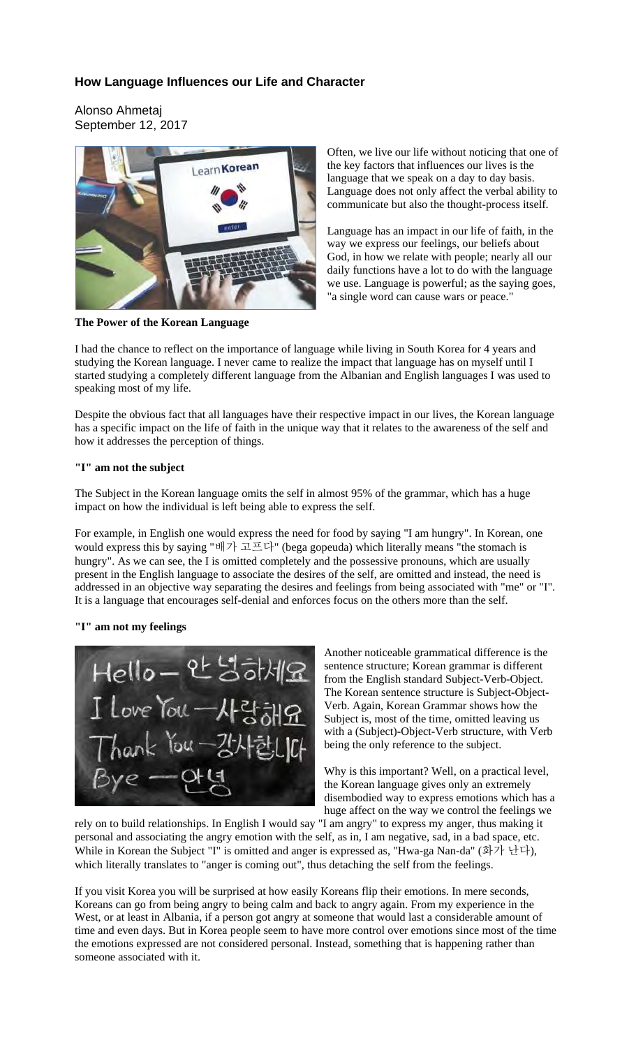## How Language Influences our Life and Character

Alonso Ahmetaj
September 12, 2017

Often, we live our life without noticing that one of the key factors that influences our lives is the language that we speak on a day to day basis. Language does not only affect the verbal ability to communicate but also the thought-process itself.

Language has an impact in our life of faith, in the way we express our feelings, our beliefs about God, in how we relate with people; nearly all our daily functions have a lot to do with the language we use. Language is powerful; as the saying goes, "a single word can cause wars or peace."

**The Power of the Korean Language**

I had the chance to reflect on the importance of language while living in South Korea for 4 years and studying the Korean language. I never came to realize the impact that language has on myself until I started studying a completely different language from the Albanian and English languages I was used to speaking most of my life.

Despite the obvious fact that all languages have their respective impact in our lives, the Korean language has a specific impact on the life of faith in the unique way that it relates to the awareness of the self and how it addresses the perception of things.

**"I" am not the subject**

The Subject in the Korean language omits the self in almost 95% of the grammar, which has a huge impact on how the individual is left being able to express the self.

For example, in English one would express the need for food by saying "I am hungry". In Korean, one would express this by saying "배가 고프다" (bega gopeuda) which literally means "the stomach is hungry". As we can see, the I is omitted completely and the possessive pronouns, which are usually present in the English language to associate the desires of the self, are omitted and instead, the need is addressed in an objective way separating the desires and feelings from being associated with "me" or "I". It is a language that encourages self-denial and enforces focus on the others more than the self.

**"I" am not my feelings**

Another noticeable grammatical difference is the sentence structure; Korean grammar is different from the English standard Subject-Verb-Object. The Korean sentence structure is Subject-Object-Verb. Again, Korean Grammar shows how the Subject is, most of the time, omitted leaving us with a (Subject)-Object-Verb structure, with Verb being the only reference to the subject.

Why is this important? Well, on a practical level, the Korean language gives only an extremely disembodied way to express emotions which has a huge affect on the way we control the feelings we rely on to build relationships. In English I would say "I am angry" to express my anger, thus making it personal and associating the angry emotion with the self, as in, I am negative, sad, in a bad space, etc. While in Korean the Subject "I" is omitted and anger is expressed as, "Hwa-ga Nan-da" (화가 난다), which literally translates to "anger is coming out", thus detaching the self from the feelings.

If you visit Korea you will be surprised at how easily Koreans flip their emotions. In mere seconds, Koreans can go from being angry to being calm and back to angry again. From my experience in the West, or at least in Albania, if a person got angry at someone that would last a considerable amount of time and even days. But in Korea people seem to have more control over emotions since most of the time the emotions expressed are not considered personal. Instead, something that is happening rather than someone associated with it.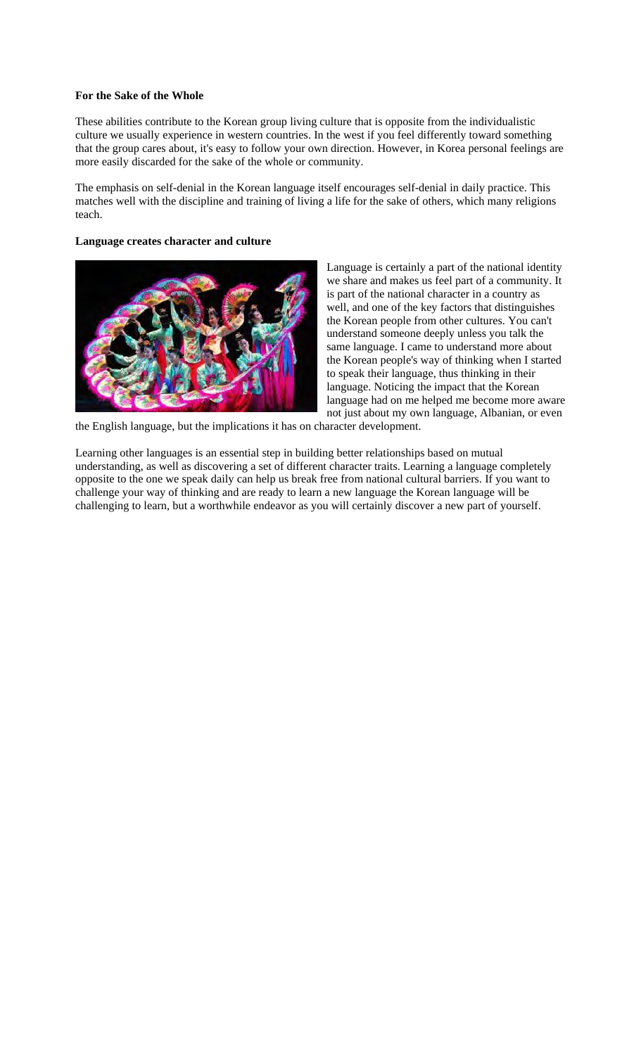**For the Sake of the Whole**

These abilities contribute to the Korean group living culture that is opposite from the individualistic culture we usually experience in western countries. In the west if you feel differently toward something that the group cares about, it's easy to follow your own direction. However, in Korea personal feelings are more easily discarded for the sake of the whole or community.

The emphasis on self-denial in the Korean language itself encourages self-denial in daily practice. This matches well with the discipline and training of living a life for the sake of others, which many religions teach.

**Language creates character and culture**

Language is certainly a part of the national identity we share and makes us feel part of a community. It is part of the national character in a country as well, and one of the key factors that distinguishes the Korean people from other cultures. You can't understand someone deeply unless you talk the same language. I came to understand more about the Korean people's way of thinking when I started to speak their language, thus thinking in their language. Noticing the impact that the Korean language had on me helped me become more aware not just about my own language, Albanian, or even the English language, but the implications it has on character development.

Learning other languages is an essential step in building better relationships based on mutual understanding, as well as discovering a set of different character traits. Learning a language completely opposite to the one we speak daily can help us break free from national cultural barriers. If you want to challenge your way of thinking and are ready to learn a new language the Korean language will be challenging to learn, but a worthwhile endeavor as you will certainly discover a new part of yourself.